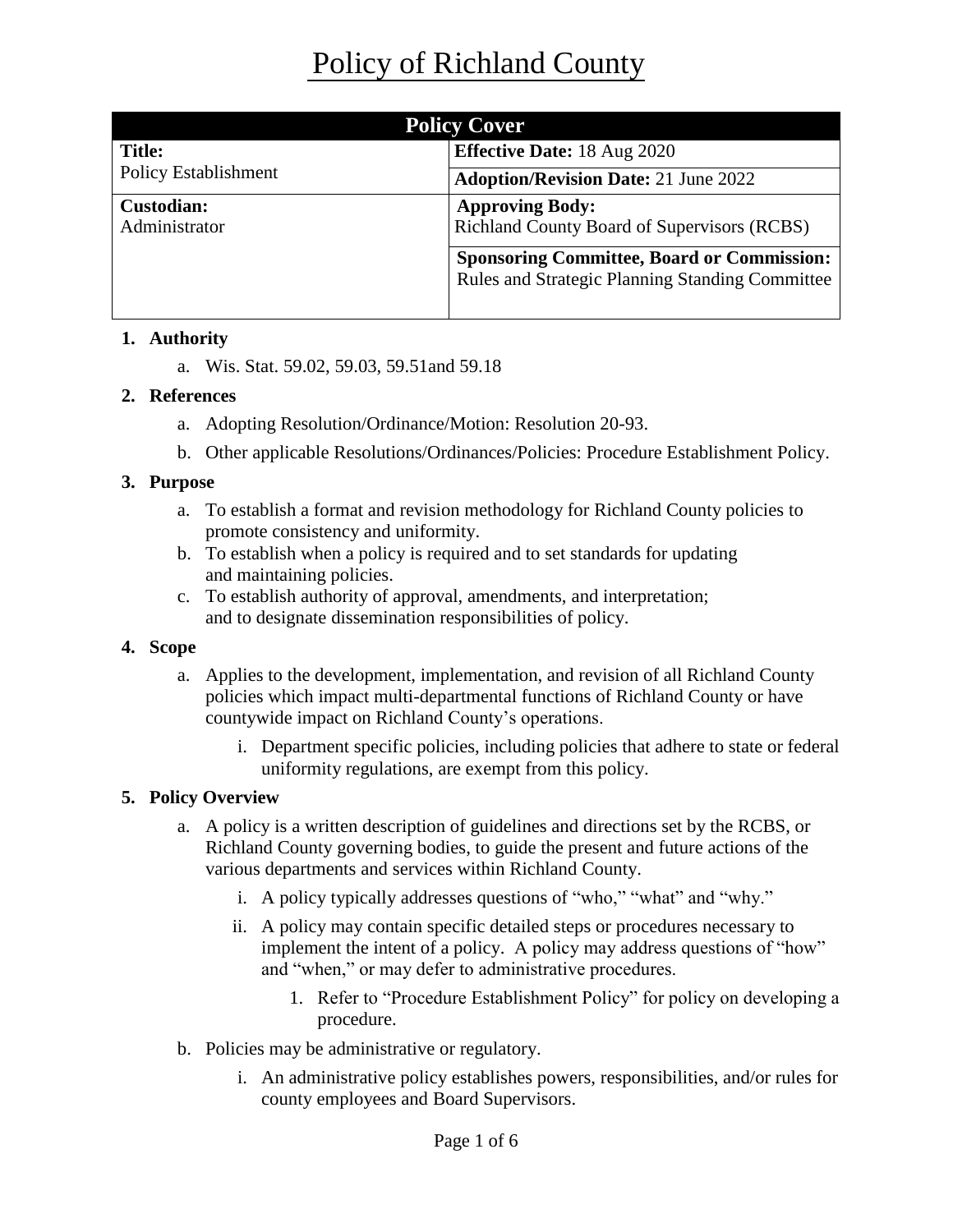# Policy of Richland County

| Policy Cover | |
|---|---|
| **Title:** Policy Establishment | **Effective Date:** 18 Aug 2020 |
| | **Adoption/Revision Date:** 21 June 2022 |
| **Custodian:** Administrator | **Approving Body:** Richland County Board of Supervisors (RCBS) |
| | **Sponsoring Committee, Board or Commission:** Rules and Strategic Planning Standing Committee |

1. **Authority**
    a. Wis. Stat. 59.02, 59.03, 59.51and 59.18

2. **References**
    a. Adopting Resolution/Ordinance/Motion: Resolution 20-93.
    b. Other applicable Resolutions/Ordinances/Policies: Procedure Establishment Policy.

3. **Purpose**
    a. To establish a format and revision methodology for Richland County policies to promote consistency and uniformity.
    b. To establish when a policy is required and to set standards for updating and maintaining policies.
    c. To establish authority of approval, amendments, and interpretation; and to designate dissemination responsibilities of policy.

4. **Scope**
    a. Applies to the development, implementation, and revision of all Richland County policies which impact multi-departmental functions of Richland County or have countywide impact on Richland County's operations.
        i. Department specific policies, including policies that adhere to state or federal uniformity regulations, are exempt from this policy.

5. **Policy Overview**
    a. A policy is a written description of guidelines and directions set by the RCBS, or Richland County governing bodies, to guide the present and future actions of the various departments and services within Richland County.
        i. A policy typically addresses questions of "who," "what" and "why."
        ii. A policy may contain specific detailed steps or procedures necessary to implement the intent of a policy. A policy may address questions of "how" and "when," or may defer to administrative procedures.
            1. Refer to "Procedure Establishment Policy" for policy on developing a procedure.
    b. Policies may be administrative or regulatory.
        i. An administrative policy establishes powers, responsibilities, and/or rules for county employees and Board Supervisors.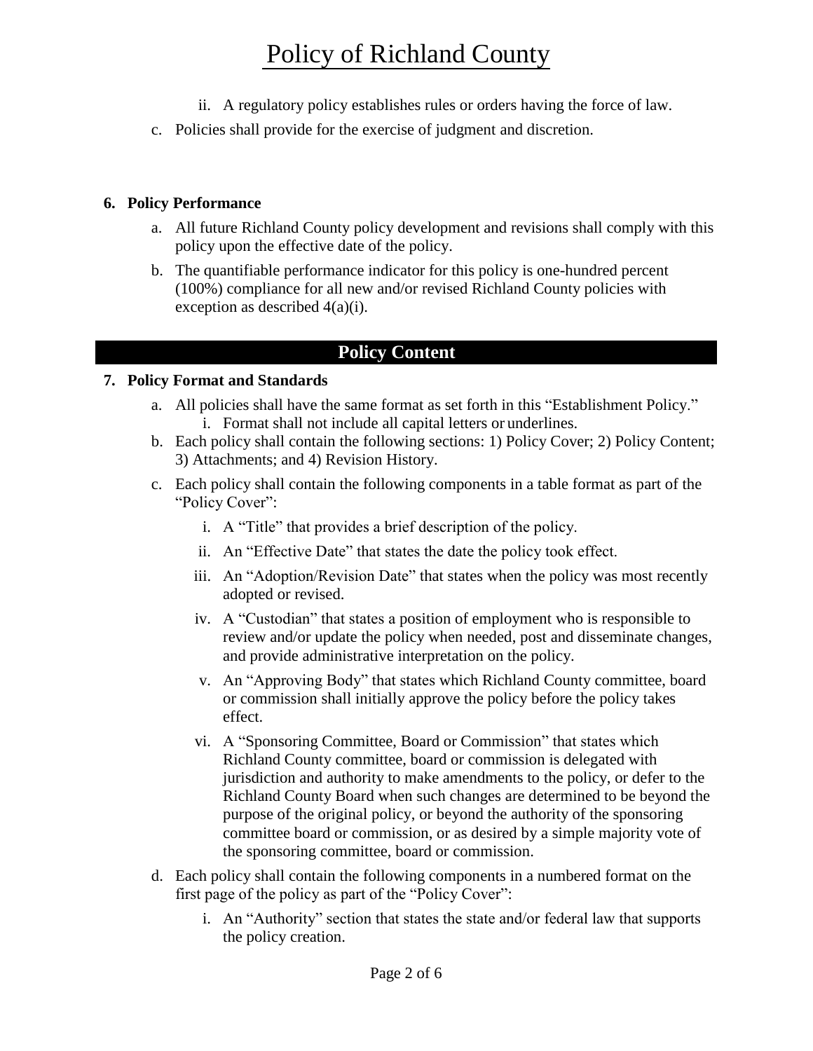ii. A regulatory policy establishes rules or orders having the force of law.

c. Policies shall provide for the exercise of judgment and discretion.

**6. Policy Performance**

a. All future Richland County policy development and revisions shall comply with this policy upon the effective date of the policy.

b. The quantifiable performance indicator for this policy is one-hundred percent (100%) compliance for all new and/or revised Richland County policies with exception as described 4(a)(i).

## Policy Content

**7. Policy Format and Standards**

a. All policies shall have the same format as set forth in this "Establishment Policy."
   i. Format shall not include all capital letters or underlines.

b. Each policy shall contain the following sections: 1) Policy Cover; 2) Policy Content; 3) Attachments; and 4) Revision History.

c. Each policy shall contain the following components in a table format as part of the "Policy Cover":
   i. A "Title" that provides a brief description of the policy.
   ii. An "Effective Date" that states the date the policy took effect.
   iii. An "Adoption/Revision Date" that states when the policy was most recently adopted or revised.
   iv. A "Custodian" that states a position of employment who is responsible to review and/or update the policy when needed, post and disseminate changes, and provide administrative interpretation on the policy.
   v. An "Approving Body" that states which Richland County committee, board or commission shall initially approve the policy before the policy takes effect.
   vi. A "Sponsoring Committee, Board or Commission" that states which Richland County committee, board or commission is delegated with jurisdiction and authority to make amendments to the policy, or defer to the Richland County Board when such changes are determined to be beyond the purpose of the original policy, or beyond the authority of the sponsoring committee board or commission, or as desired by a simple majority vote of the sponsoring committee, board or commission.

d. Each policy shall contain the following components in a numbered format on the first page of the policy as part of the "Policy Cover":
   i. An "Authority" section that states the state and/or federal law that supports the policy creation.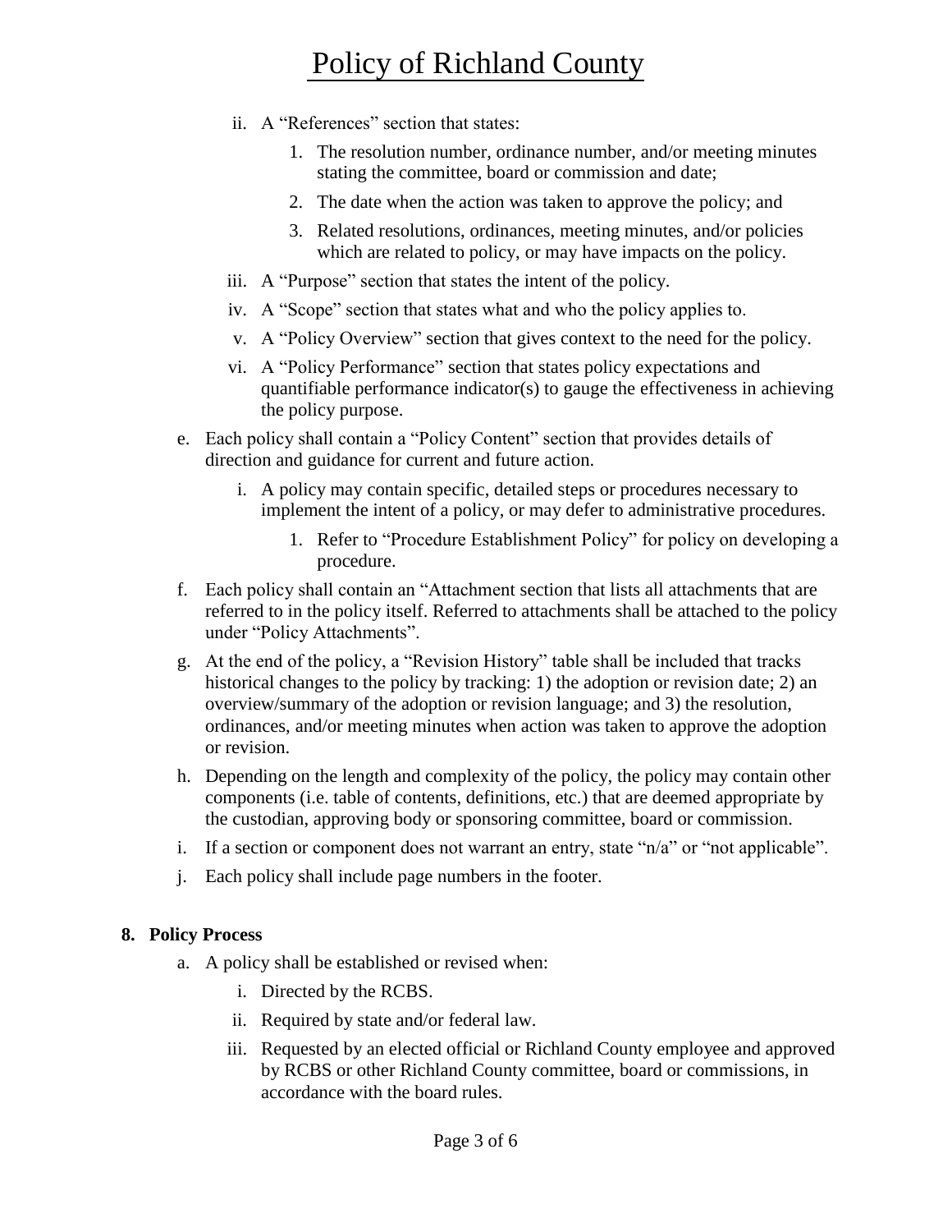ii. A "References" section that states:

    1. The resolution number, ordinance number, and/or meeting minutes stating the committee, board or commission and date;
    2. The date when the action was taken to approve the policy; and
    3. Related resolutions, ordinances, meeting minutes, and/or policies which are related to policy, or may have impacts on the policy.

iii. A "Purpose" section that states the intent of the policy.

iv. A "Scope" section that states what and who the policy applies to.

v. A "Policy Overview" section that gives context to the need for the policy.

vi. A "Policy Performance" section that states policy expectations and quantifiable performance indicator(s) to gauge the effectiveness in achieving the policy purpose.

e. Each policy shall contain a "Policy Content" section that provides details of direction and guidance for current and future action.

    i. A policy may contain specific, detailed steps or procedures necessary to implement the intent of a policy, or may defer to administrative procedures.

        1. Refer to "Procedure Establishment Policy" for policy on developing a procedure.

f. Each policy shall contain an "Attachment section that lists all attachments that are referred to in the policy itself. Referred to attachments shall be attached to the policy under "Policy Attachments".

g. At the end of the policy, a "Revision History" table shall be included that tracks historical changes to the policy by tracking: 1) the adoption or revision date; 2) an overview/summary of the adoption or revision language; and 3) the resolution, ordinances, and/or meeting minutes when action was taken to approve the adoption or revision.

h. Depending on the length and complexity of the policy, the policy may contain other components (i.e. table of contents, definitions, etc.) that are deemed appropriate by the custodian, approving body or sponsoring committee, board or commission.

i. If a section or component does not warrant an entry, state "n/a" or "not applicable".

j. Each policy shall include page numbers in the footer.

**8. Policy Process**

a. A policy shall be established or revised when:

    i. Directed by the RCBS.
    ii. Required by state and/or federal law.
    iii. Requested by an elected official or Richland County employee and approved by RCBS or other Richland County committee, board or commissions, in accordance with the board rules.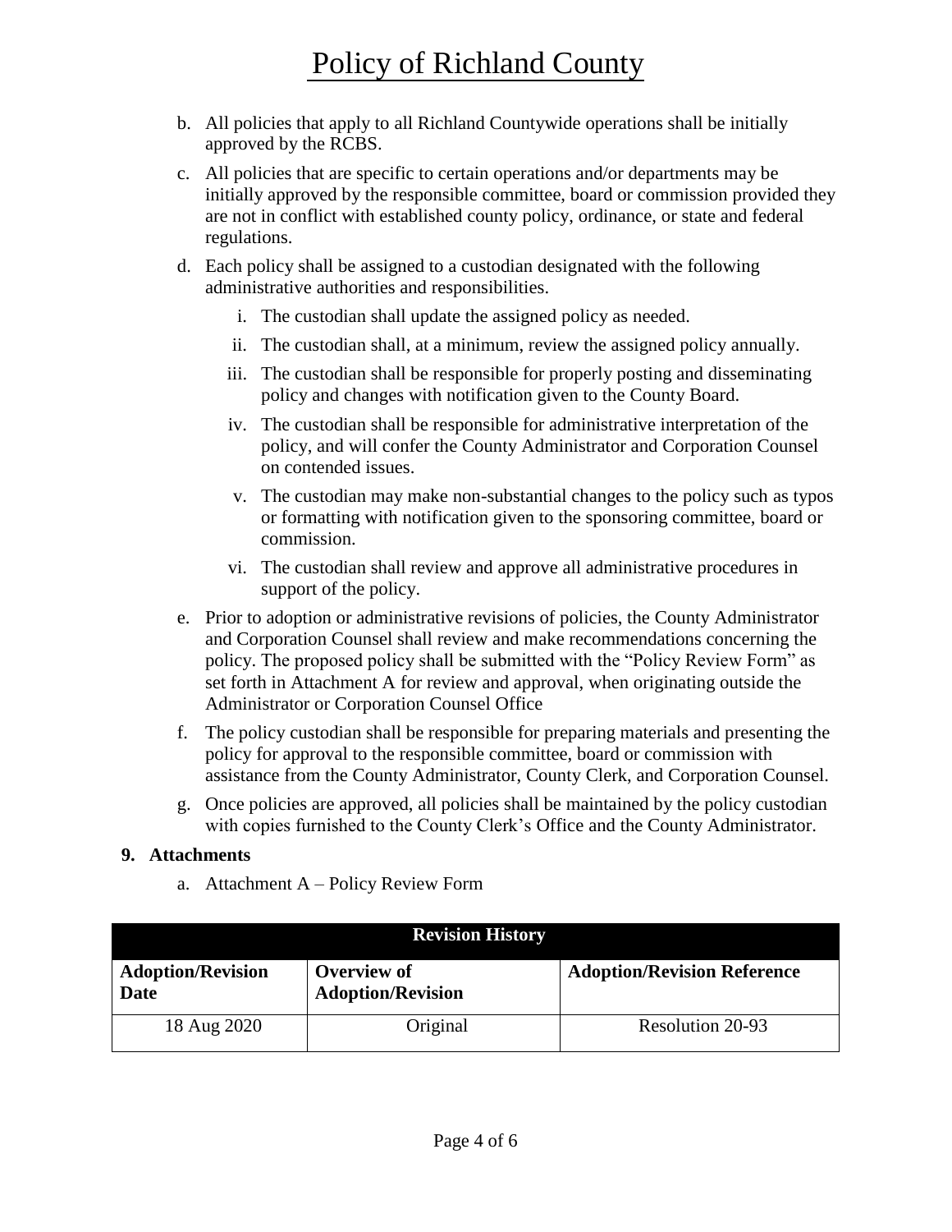b. All policies that apply to all Richland Countywide operations shall be initially approved by the RCBS.

c. All policies that are specific to certain operations and/or departments may be initially approved by the responsible committee, board or commission provided they are not in conflict with established county policy, ordinance, or state and federal regulations.

d. Each policy shall be assigned to a custodian designated with the following administrative authorities and responsibilities.

   i. The custodian shall update the assigned policy as needed.

   ii. The custodian shall, at a minimum, review the assigned policy annually.

   iii. The custodian shall be responsible for properly posting and disseminating policy and changes with notification given to the County Board.

   iv. The custodian shall be responsible for administrative interpretation of the policy, and will confer the County Administrator and Corporation Counsel on contended issues.

   v. The custodian may make non-substantial changes to the policy such as typos or formatting with notification given to the sponsoring committee, board or commission.

   vi. The custodian shall review and approve all administrative procedures in support of the policy.

e. Prior to adoption or administrative revisions of policies, the County Administrator and Corporation Counsel shall review and make recommendations concerning the policy. The proposed policy shall be submitted with the "Policy Review Form" as set forth in Attachment A for review and approval, when originating outside the Administrator or Corporation Counsel Office

f. The policy custodian shall be responsible for preparing materials and presenting the policy for approval to the responsible committee, board or commission with assistance from the County Administrator, County Clerk, and Corporation Counsel.

g. Once policies are approved, all policies shall be maintained by the policy custodian with copies furnished to the County Clerk's Office and the County Administrator.

**9. Attachments**

a. Attachment A – Policy Review Form

| **Revision History** | | |
|---|---|---|
| **Adoption/Revision Date** | **Overview of Adoption/Revision** | **Adoption/Revision Reference** |
| 18 Aug 2020 | Original | Resolution 20-93 |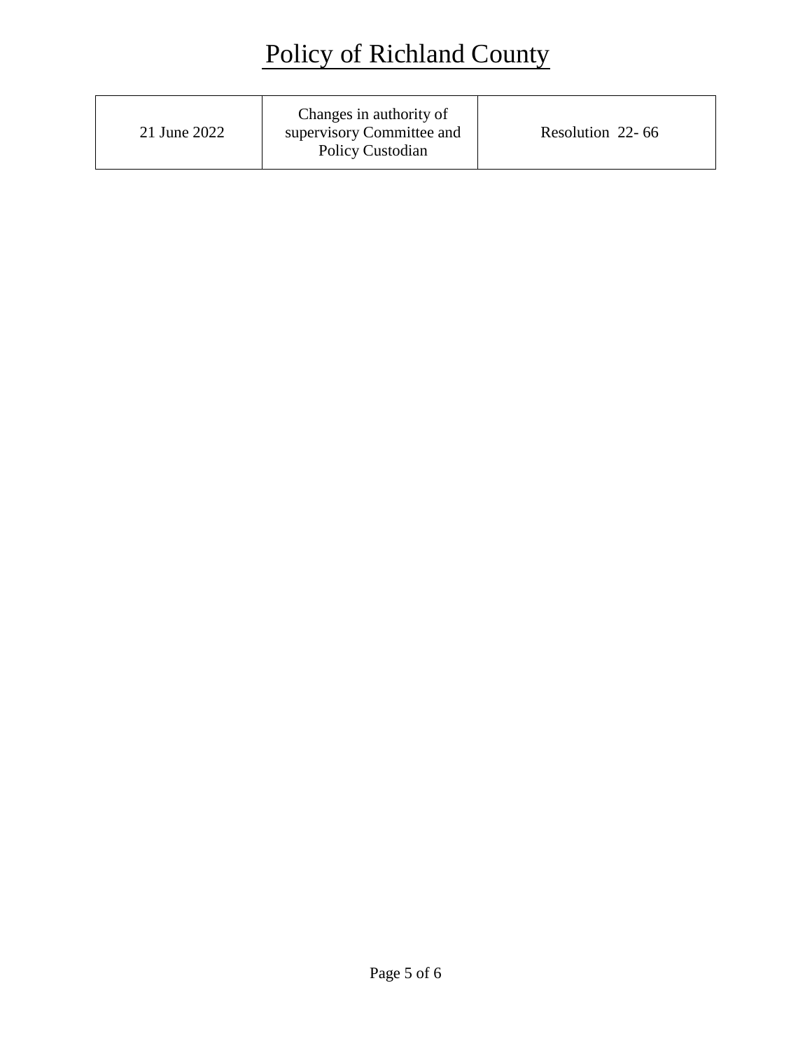| 21 June 2022 | Changes in authority of supervisory Committee and Policy Custodian | Resolution 22- 66 |
|---|---|---|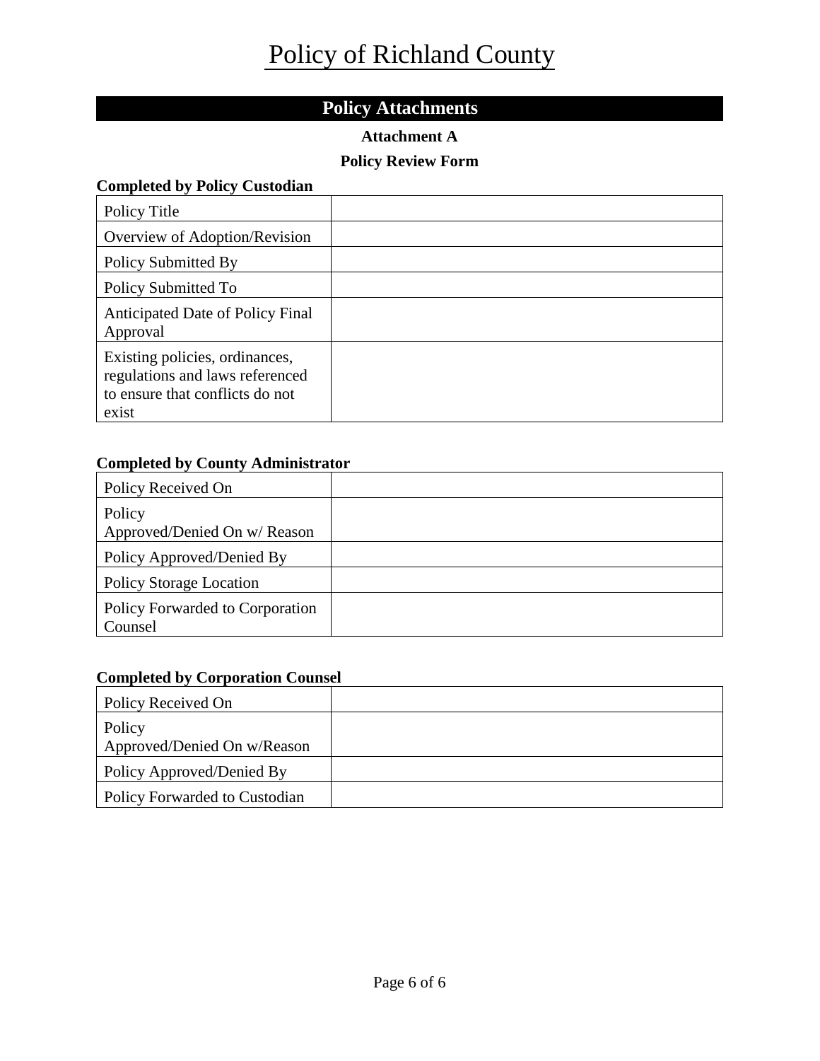# Policy of Richland County

## Policy Attachments

**Attachment A**

**Policy Review Form**

**Completed by Policy Custodian**

| | |
|---|---|
| Policy Title | |
| Overview of Adoption/Revision | |
| Policy Submitted By | |
| Policy Submitted To | |
| Anticipated Date of Policy Final Approval | |
| Existing policies, ordinances, regulations and laws referenced to ensure that conflicts do not exist | |

**Completed by County Administrator**

| | |
|---|---|
| Policy Received On | |
| Policy Approved/Denied On w/ Reason | |
| Policy Approved/Denied By | |
| Policy Storage Location | |
| Policy Forwarded to Corporation Counsel | |

**Completed by Corporation Counsel**

| | |
|---|---|
| Policy Received On | |
| Policy Approved/Denied On w/Reason | |
| Policy Approved/Denied By | |
| Policy Forwarded to Custodian | |